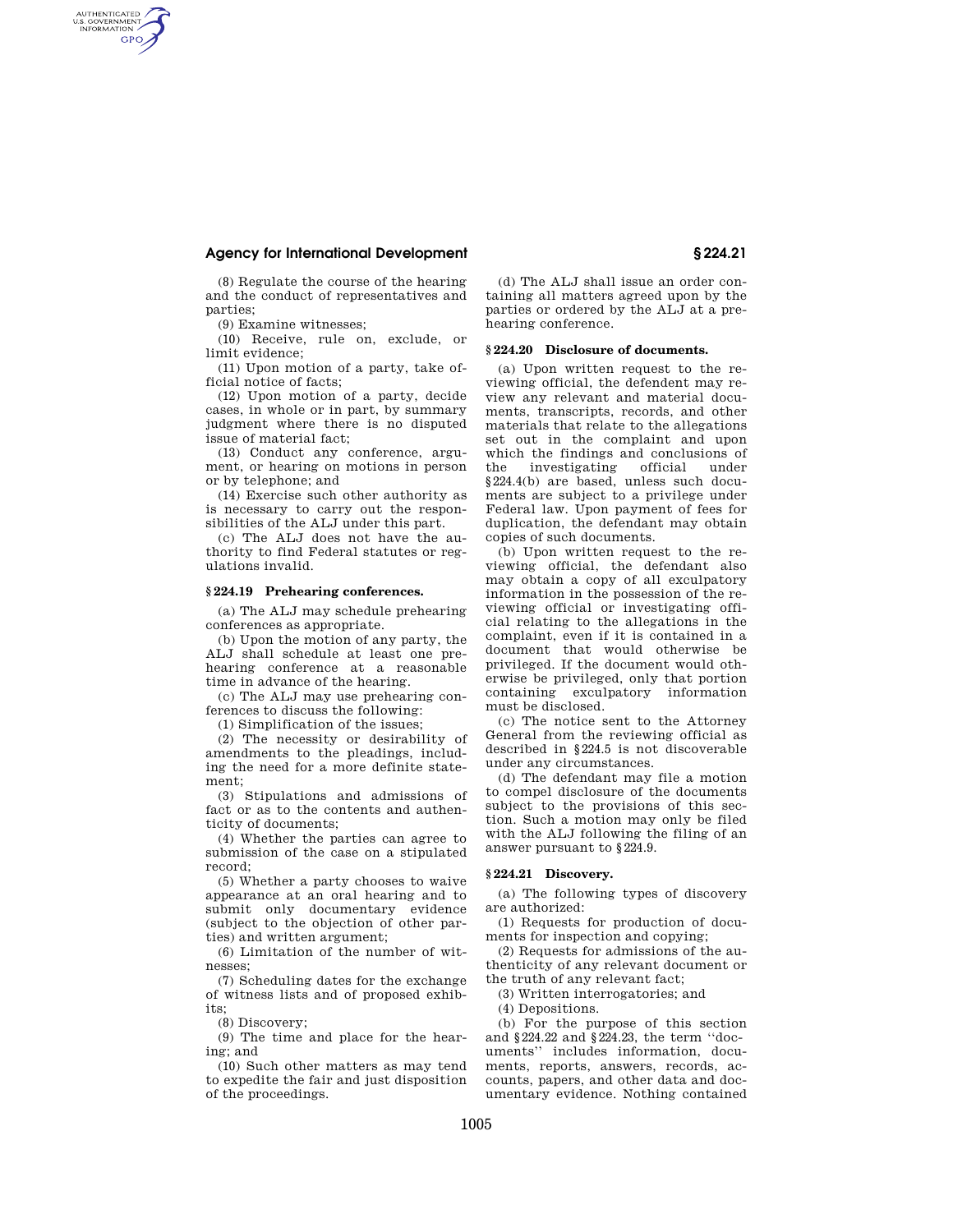(8) Regulate the course of the hearing and the conduct of representatives and parties;

(9) Examine witnesses;

(10) Receive, rule on, exclude, or limit evidence;

(11) Upon motion of a party, take official notice of facts;

(12) Upon motion of a party, decide cases, in whole or in part, by summary judgment where there is no disputed issue of material fact;

(13) Conduct any conference, argument, or hearing on motions in person or by telephone; and

(14) Exercise such other authority as is necessary to carry out the responsibilities of the ALJ under this part.

(c) The ALJ does not have the authority to find Federal statutes or regulations invalid.

### § 224.19 Prehearing conferences.

(a) The ALJ may schedule prehearing conferences as appropriate.

(b) Upon the motion of any party, the ALJ shall schedule at least one prehearing conference at a reasonable time in advance of the hearing.

(c) The ALJ may use prehearing conferences to discuss the following:

(1) Simplification of the issues;

(2) The necessity or desirability of amendments to the pleadings, including the need for a more definite statement;

(3) Stipulations and admissions of fact or as to the contents and authenticity of documents;

(4) Whether the parties can agree to submission of the case on a stipulated record;

(5) Whether a party chooses to waive appearance at an oral hearing and to submit only documentary evidence (subject to the objection of other parties) and written argument;

(6) Limitation of the number of witnesses;

(7) Scheduling dates for the exchange of witness lists and of proposed exhibits;

(8) Discovery;

(9) The time and place for the hearing; and

(10) Such other matters as may tend to expedite the fair and just disposition of the proceedings.

(d) The ALJ shall issue an order containing all matters agreed upon by the parties or ordered by the ALJ at a prehearing conference.

### § 224.20 Disclosure of documents.

(a) Upon written request to the reviewing official, the defendent may review any relevant and material documents, transcripts, records, and other materials that relate to the allegations set out in the complaint and upon which the findings and conclusions of the investigating official under §224.4(b) are based, unless such documents are subject to a privilege under Federal law. Upon payment of fees for duplication, the defendant may obtain copies of such documents.

(b) Upon written request to the reviewing official, the defendant also may obtain a copy of all exculpatory information in the possession of the reviewing official or investigating official relating to the allegations in the complaint, even if it is contained in a document that would otherwise be privileged. If the document would otherwise be privileged, only that portion containing exculpatory information must be disclosed.

(c) The notice sent to the Attorney General from the reviewing official as described in §224.5 is not discoverable under any circumstances.

(d) The defendant may file a motion to compel disclosure of the documents subject to the provisions of this section. Such a motion may only be filed with the ALJ following the filing of an answer pursuant to §224.9.

### § 224.21 Discovery.

(a) The following types of discovery are authorized:

(1) Requests for production of documents for inspection and copying;

(2) Requests for admissions of the authenticity of any relevant document or the truth of any relevant fact;

(3) Written interrogatories; and

(4) Depositions.

(b) For the purpose of this section and §224.22 and §224.23, the term "documents" includes information, documents, reports, answers, records, accounts, papers, and other data and documentary evidence. Nothing contained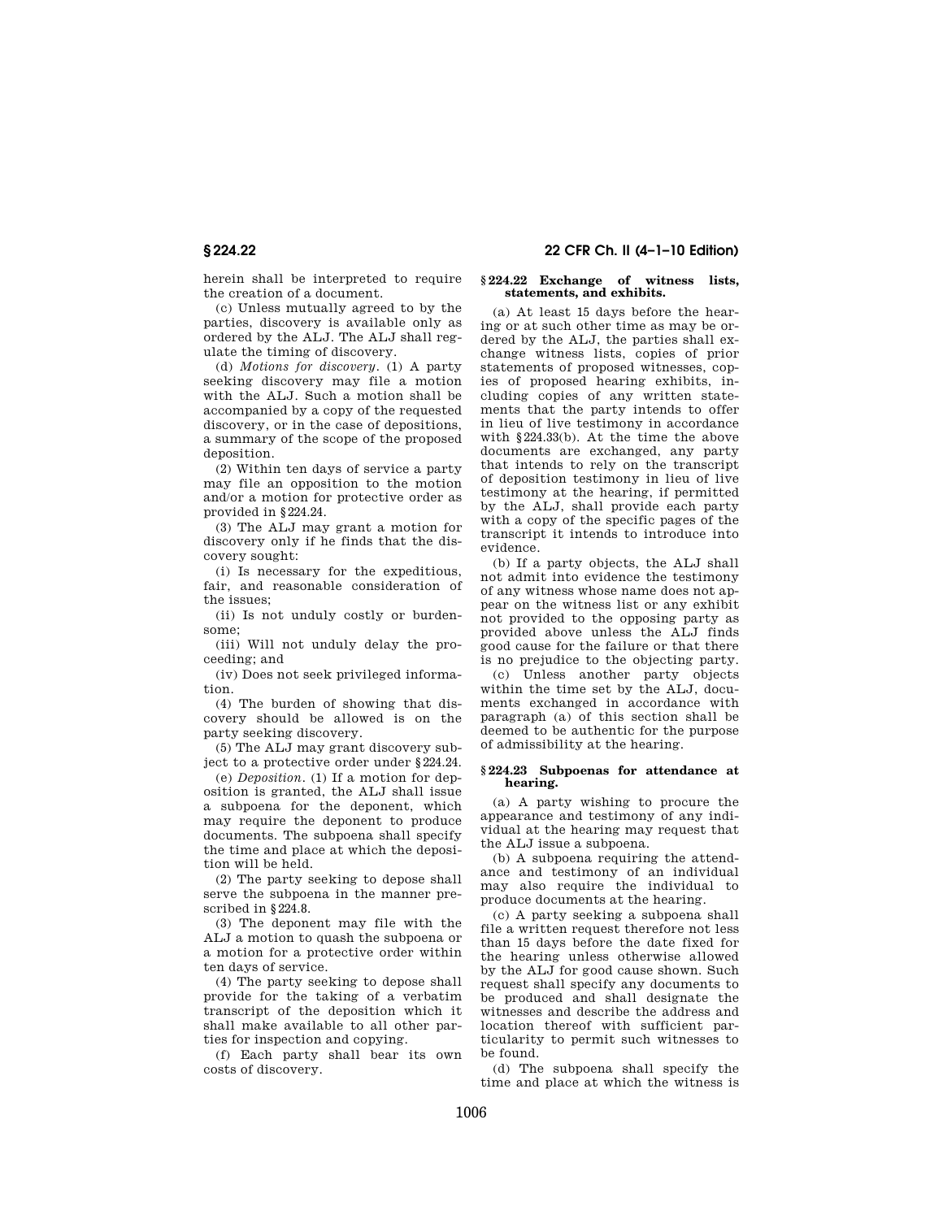herein shall be interpreted to require the creation of a document.

(c) Unless mutually agreed to by the parties, discovery is available only as ordered by the ALJ. The ALJ shall regulate the timing of discovery.

(d) *Motions for discovery.* (1) A party seeking discovery may file a motion with the ALJ. Such a motion shall be accompanied by a copy of the requested discovery, or in the case of depositions, a summary of the scope of the proposed deposition.

(2) Within ten days of service a party may file an opposition to the motion and/or a motion for protective order as provided in §224.24.

(3) The ALJ may grant a motion for discovery only if he finds that the discovery sought:

(i) Is necessary for the expeditious, fair, and reasonable consideration of the issues;

(ii) Is not unduly costly or burdensome;

(iii) Will not unduly delay the proceeding; and

(iv) Does not seek privileged information.

(4) The burden of showing that discovery should be allowed is on the party seeking discovery.

(5) The ALJ may grant discovery subject to a protective order under §224.24.

(e) *Deposition.* (1) If a motion for deposition is granted, the ALJ shall issue a subpoena for the deponent, which may require the deponent to produce documents. The subpoena shall specify the time and place at which the deposition will be held.

(2) The party seeking to depose shall serve the subpoena in the manner prescribed in §224.8.

(3) The deponent may file with the ALJ a motion to quash the subpoena or a motion for a protective order within ten days of service.

(4) The party seeking to depose shall provide for the taking of a verbatim transcript of the deposition which it shall make available to all other parties for inspection and copying.

(f) Each party shall bear its own costs of discovery.

### §224.22 Exchange of witness lists, statements, and exhibits.

(a) At least 15 days before the hearing or at such other time as may be ordered by the ALJ, the parties shall exchange witness lists, copies of prior statements of proposed witnesses, copies of proposed hearing exhibits, including copies of any written statements that the party intends to offer in lieu of live testimony in accordance with §224.33(b). At the time the above documents are exchanged, any party that intends to rely on the transcript of deposition testimony in lieu of live testimony at the hearing, if permitted by the ALJ, shall provide each party with a copy of the specific pages of the transcript it intends to introduce into evidence.

(b) If a party objects, the ALJ shall not admit into evidence the testimony of any witness whose name does not appear on the witness list or any exhibit not provided to the opposing party as provided above unless the ALJ finds good cause for the failure or that there is no prejudice to the objecting party.

(c) Unless another party objects within the time set by the ALJ, documents exchanged in accordance with paragraph (a) of this section shall be deemed to be authentic for the purpose of admissibility at the hearing.

### §224.23 Subpoenas for attendance at hearing.

(a) A party wishing to procure the appearance and testimony of any individual at the hearing may request that the ALJ issue a subpoena.

(b) A subpoena requiring the attendance and testimony of an individual may also require the individual to produce documents at the hearing.

(c) A party seeking a subpoena shall file a written request therefore not less than 15 days before the date fixed for the hearing unless otherwise allowed by the ALJ for good cause shown. Such request shall specify any documents to be produced and shall designate the witnesses and describe the address and location thereof with sufficient particularity to permit such witnesses to be found.

(d) The subpoena shall specify the time and place at which the witness is